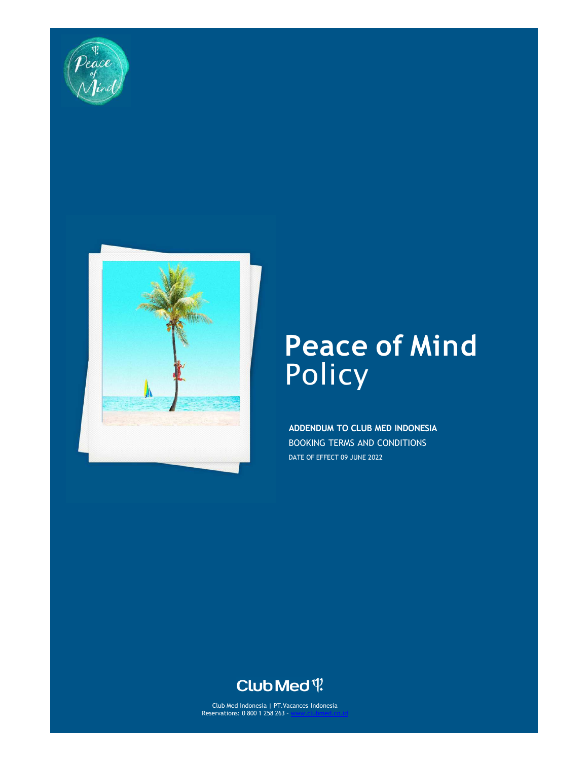# Peace of Mind Policy

**ADDENDUM TO CLUB MED INDONESIA**

BOOKING TERMS AND CONDITIONS

DATE OF EFFECT 09 JUNE 2022

Club Med Indonesia | PT.Vacances Indonesia
Reservations: 0 800 1 258 263 - www.clubmed.co.id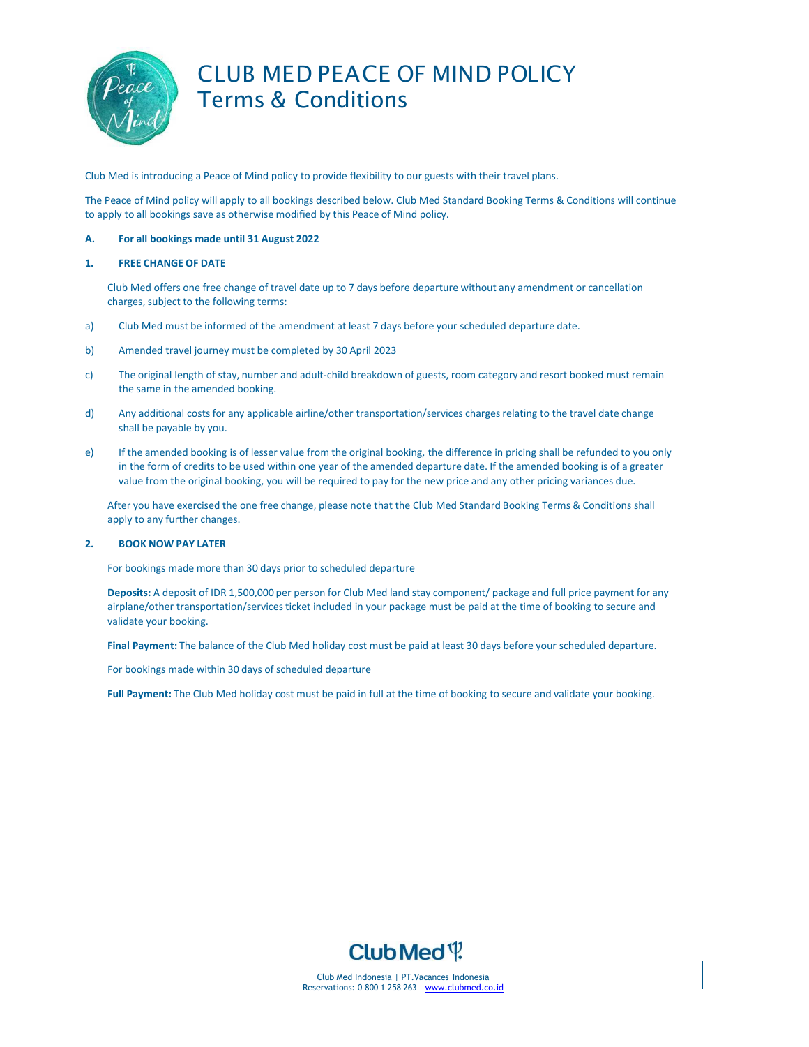# CLUB MED PEACE OF MIND POLICY
## Terms & Conditions

Club Med is introducing a Peace of Mind policy to provide flexibility to our guests with their travel plans.

The Peace of Mind policy will apply to all bookings described below. Club Med Standard Booking Terms & Conditions will continue to apply to all bookings save as otherwise modified by this Peace of Mind policy.

**A. For all bookings made until 31 August 2022**

**1. FREE CHANGE OF DATE**

Club Med offers one free change of travel date up to 7 days before departure without any amendment or cancellation charges, subject to the following terms:

a) Club Med must be informed of the amendment at least 7 days before your scheduled departure date.

b) Amended travel journey must be completed by 30 April 2023

c) The original length of stay, number and adult-child breakdown of guests, room category and resort booked must remain the same in the amended booking.

d) Any additional costs for any applicable airline/other transportation/services charges relating to the travel date change shall be payable by you.

e) If the amended booking is of lesser value from the original booking, the difference in pricing shall be refunded to you only in the form of credits to be used within one year of the amended departure date. If the amended booking is of a greater value from the original booking, you will be required to pay for the new price and any other pricing variances due.

After you have exercised the one free change, please note that the Club Med Standard Booking Terms & Conditions shall apply to any further changes.

**2. BOOK NOW PAY LATER**

For bookings made more than 30 days prior to scheduled departure

**Deposits:** A deposit of IDR 1,500,000 per person for Club Med land stay component/ package and full price payment for any airplane/other transportation/services ticket included in your package must be paid at the time of booking to secure and validate your booking.

**Final Payment:** The balance of the Club Med holiday cost must be paid at least 30 days before your scheduled departure.

For bookings made within 30 days of scheduled departure

**Full Payment:** The Club Med holiday cost must be paid in full at the time of booking to secure and validate your booking.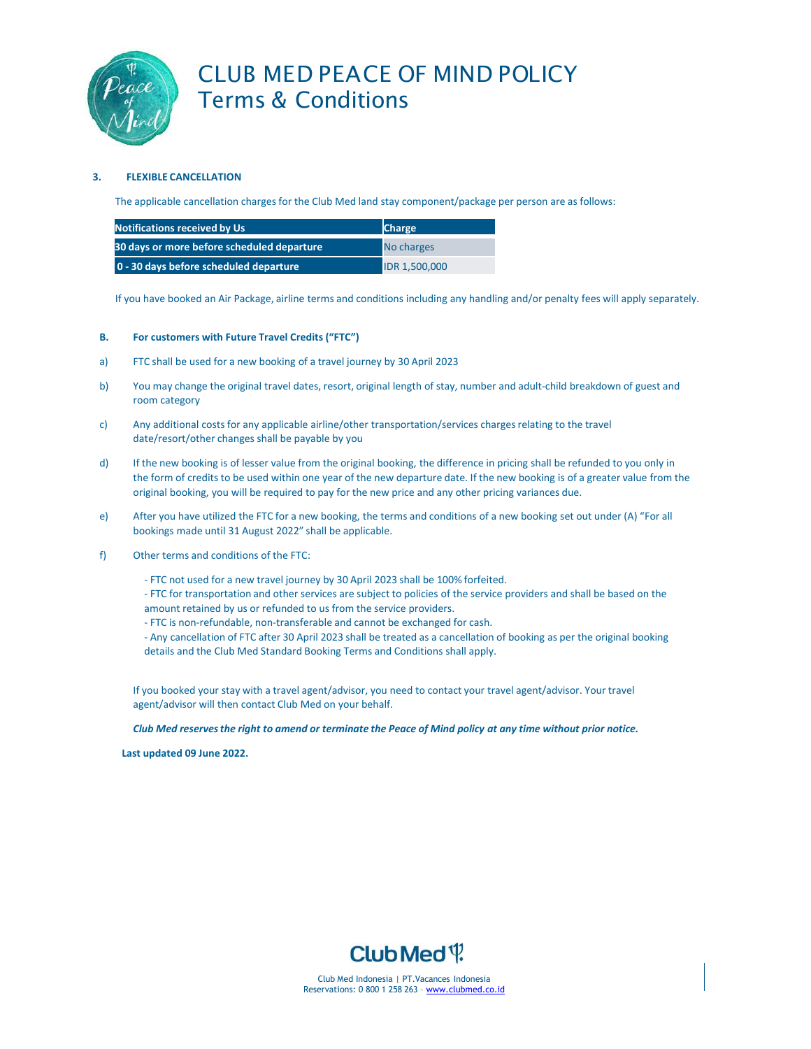# CLUB MED PEACE OF MIND POLICY
## Terms & Conditions

**3. FLEXIBLE CANCELLATION**

The applicable cancellation charges for the Club Med land stay component/package per person are as follows:

| Notifications received by Us | Charge |
|---|---|
| 30 days or more before scheduled departure | No charges |
| 0 - 30 days before scheduled departure | IDR 1,500,000 |

If you have booked an Air Package, airline terms and conditions including any handling and/or penalty fees will apply separately.

**B. For customers with Future Travel Credits ("FTC")**

a) FTC shall be used for a new booking of a travel journey by 30 April 2023

b) You may change the original travel dates, resort, original length of stay, number and adult-child breakdown of guest and room category

c) Any additional costs for any applicable airline/other transportation/services charges relating to the travel date/resort/other changes shall be payable by you

d) If the new booking is of lesser value from the original booking, the difference in pricing shall be refunded to you only in the form of credits to be used within one year of the new departure date. If the new booking is of a greater value from the original booking, you will be required to pay for the new price and any other pricing variances due.

e) After you have utilized the FTC for a new booking, the terms and conditions of a new booking set out under (A) "For all bookings made until 31 August 2022" shall be applicable.

f) Other terms and conditions of the FTC:

- FTC not used for a new travel journey by 30 April 2023 shall be 100% forfeited.
- FTC for transportation and other services are subject to policies of the service providers and shall be based on the amount retained by us or refunded to us from the service providers.
- FTC is non-refundable, non-transferable and cannot be exchanged for cash.
- Any cancellation of FTC after 30 April 2023 shall be treated as a cancellation of booking as per the original booking details and the Club Med Standard Booking Terms and Conditions shall apply.

If you booked your stay with a travel agent/advisor, you need to contact your travel agent/advisor. Your travel agent/advisor will then contact Club Med on your behalf.

***Club Med reserves the right to amend or terminate the Peace of Mind policy at any time without prior notice.***

**Last updated 09 June 2022.**

Club Med Indonesia | PT.Vacances Indonesia
Reservations: 0 800 1 258 263 - www.clubmed.co.id